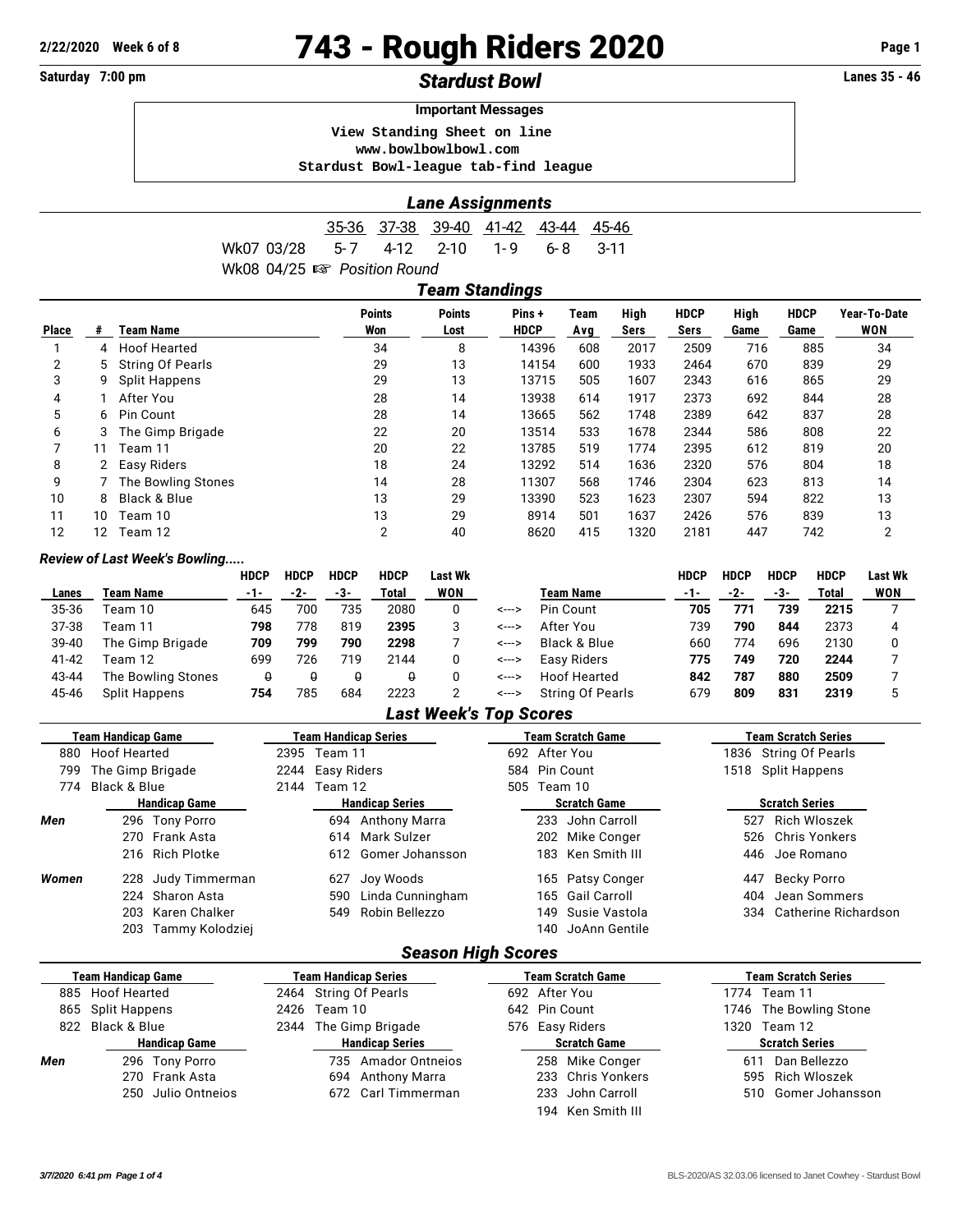2/22/2020 Week 6 of 8

# 743 - Rough Riders 2020

Saturday 7:00 pm

## *Stardust Bowl*

Lanes 35 - 46

**Important Messages**

View Standing Sheet on line
www.bowlbowlbowl.com
Stardust Bowl-league tab-find league

### *Lane Assignments*

| | 35-36 | 37-38 | 39-40 | 41-42 | 43-44 | 45-46 |
|---|---|---|---|---|---|---|
| Wk07 03/28 | 5-7 | 4-12 | 2-10 | 1-9 | 6-8 | 3-11 |

Wk08 04/25 ☞ *Position Round*

### *Team Standings*

| Place | # | Team Name | Points Won | Points Lost | Pins + HDCP | Team Avg | High Sers | HDCP Sers | High Game | HDCP Game | Year-To-Date WON |
|---|---|---|---|---|---|---|---|---|---|---|---|
| 1 | 4 | Hoof Hearted | 34 | 8 | 14396 | 608 | 2017 | 2509 | 716 | 885 | 34 |
| 2 | 5 | String Of Pearls | 29 | 13 | 14154 | 600 | 1933 | 2464 | 670 | 839 | 29 |
| 3 | 9 | Split Happens | 29 | 13 | 13715 | 505 | 1607 | 2343 | 616 | 865 | 29 |
| 4 | 1 | After You | 28 | 14 | 13938 | 614 | 1917 | 2373 | 692 | 844 | 28 |
| 5 | 6 | Pin Count | 28 | 14 | 13665 | 562 | 1748 | 2389 | 642 | 837 | 28 |
| 6 | 3 | The Gimp Brigade | 22 | 20 | 13514 | 533 | 1678 | 2344 | 586 | 808 | 22 |
| 7 | 11 | Team 11 | 20 | 22 | 13785 | 519 | 1774 | 2395 | 612 | 819 | 20 |
| 8 | 2 | Easy Riders | 18 | 24 | 13292 | 514 | 1636 | 2320 | 576 | 804 | 18 |
| 9 | 7 | The Bowling Stones | 14 | 28 | 11307 | 568 | 1746 | 2304 | 623 | 813 | 14 |
| 10 | 8 | Black & Blue | 13 | 29 | 13390 | 523 | 1623 | 2307 | 594 | 822 | 13 |
| 11 | 10 | Team 10 | 13 | 29 | 8914 | 501 | 1637 | 2426 | 576 | 839 | 13 |
| 12 | 12 | Team 12 | 2 | 40 | 8620 | 415 | 1320 | 2181 | 447 | 742 | 2 |

*Review of Last Week's Bowling.....*

| Lanes | Team Name | HDCP -1- | HDCP -2- | HDCP -3- | HDCP Total | Last Wk WON | | Team Name | HDCP -1- | HDCP -2- | HDCP -3- | HDCP Total | Last Wk WON |
|---|---|---|---|---|---|---|---|---|---|---|---|---|---|
| 35-36 | Team 10 | 645 | 700 | 735 | 2080 | 0 | <---> | Pin Count | **705** | **771** | **739** | **2215** | 7 |
| 37-38 | Team 11 | **798** | 778 | 819 | **2395** | 3 | <---> | After You | 739 | **790** | **844** | 2373 | 4 |
| 39-40 | The Gimp Brigade | **709** | **799** | **790** | **2298** | 7 | <---> | Black & Blue | 660 | 774 | 696 | 2130 | 0 |
| 41-42 | Team 12 | 699 | 726 | 719 | 2144 | 0 | <---> | Easy Riders | **775** | **749** | **720** | **2244** | 7 |
| 43-44 | The Bowling Stones | 0 | 0 | 0 | 0 | 0 | <---> | Hoof Hearted | **842** | **787** | **880** | **2509** | 7 |
| 45-46 | Split Happens | **754** | 785 | 684 | 2223 | 2 | <---> | String Of Pearls | 679 | **809** | **831** | **2319** | 5 |

### *Last Week's Top Scores*

| Team Handicap Game | Team Handicap Series | Team Scratch Game | Team Scratch Series |
|---|---|---|---|
| 880 Hoof Hearted | 2395 Team 11 | 692 After You | 1836 String Of Pearls |
| 799 The Gimp Brigade | 2244 Easy Riders | 584 Pin Count | 1518 Split Happens |
| 774 Black & Blue | 2144 Team 12 | 505 Team 10 | |

| | Handicap Game | Handicap Series | Scratch Game | Scratch Series |
|---|---|---|---|---|
| *Men* | 296 Tony Porro | 694 Anthony Marra | 233 John Carroll | 527 Rich Wloszek |
| | 270 Frank Asta | 614 Mark Sulzer | 202 Mike Conger | 526 Chris Yonkers |
| | 216 Rich Plotke | 612 Gomer Johansson | 183 Ken Smith III | 446 Joe Romano |
| *Women* | 228 Judy Timmerman | 627 Joy Woods | 165 Patsy Conger | 447 Becky Porro |
| | 224 Sharon Asta | 590 Linda Cunningham | 165 Gail Carroll | 404 Jean Sommers |
| | 203 Karen Chalker | 549 Robin Bellezzo | 149 Susie Vastola | 334 Catherine Richardson |
| | 203 Tammy Kolodziej | | 140 JoAnn Gentile | |

### *Season High Scores*

| Team Handicap Game | Team Handicap Series | Team Scratch Game | Team Scratch Series |
|---|---|---|---|
| 885 Hoof Hearted | 2464 String Of Pearls | 692 After You | 1774 Team 11 |
| 865 Split Happens | 2426 Team 10 | 642 Pin Count | 1746 The Bowling Stone |
| 822 Black & Blue | 2344 The Gimp Brigade | 576 Easy Riders | 1320 Team 12 |

| | Handicap Game | Handicap Series | Scratch Game | Scratch Series |
|---|---|---|---|---|
| *Men* | 296 Tony Porro | 735 Amador Ontneios | 258 Mike Conger | 611 Dan Bellezzo |
| | 270 Frank Asta | 694 Anthony Marra | 233 Chris Yonkers | 595 Rich Wloszek |
| | 250 Julio Ontneios | 672 Carl Timmerman | 233 John Carroll | 510 Gomer Johansson |
| | | | 194 Ken Smith III | |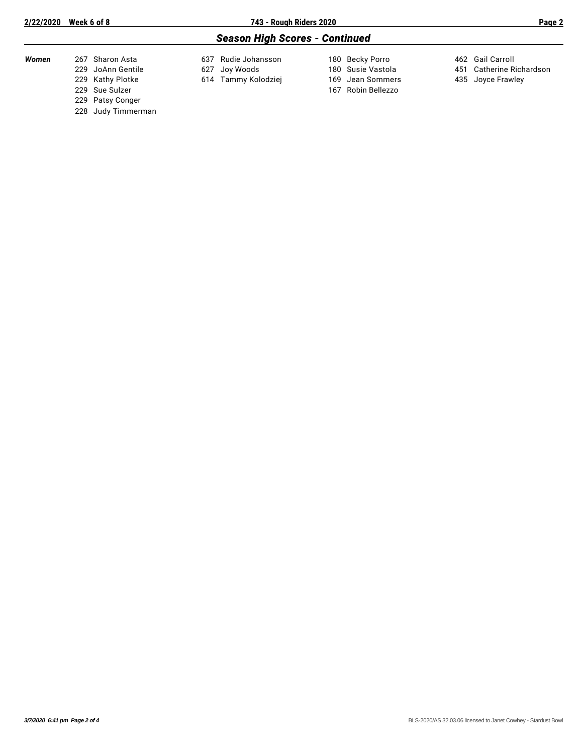## *Season High Scores - Continued*

| | | | | |
|---|---|---|---|---|
| ***Women*** | 267 Sharon Asta | 637 Rudie Johansson | 180 Becky Porro | 462 Gail Carroll |
| | 229 JoAnn Gentile | 627 Joy Woods | 180 Susie Vastola | 451 Catherine Richardson |
| | 229 Kathy Plotke | 614 Tammy Kolodziej | 169 Jean Sommers | 435 Joyce Frawley |
| | 229 Sue Sulzer | | 167 Robin Bellezzo | |
| | 229 Patsy Conger | | | |
| | 228 Judy Timmerman | | | |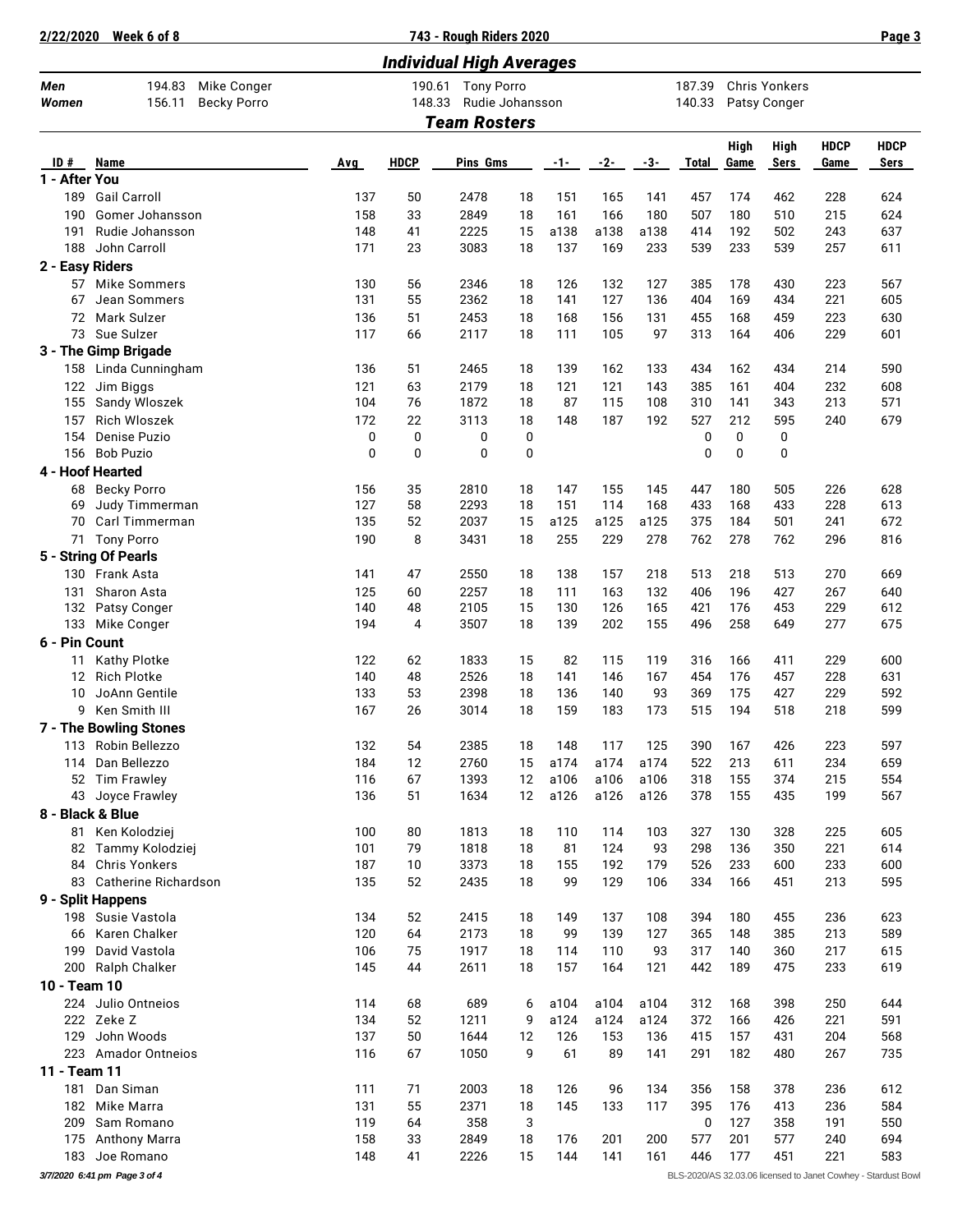## Individual High Averages

| | | | | | | |
|---|---|---|---|---|---|---|
| **Men** | 194.83 | Mike Conger | 190.61 | Tony Porro | 187.39 | Chris Yonkers |
| **Women** | 156.11 | Becky Porro | 148.33 | Rudie Johansson | 140.33 | Patsy Conger |

## Team Rosters

| ID # | Name | Avg | HDCP | Pins | Gms | -1- | -2- | -3- | Total | High Game | High Sers | HDCP Game | HDCP Sers |
|---|---|---|---|---|---|---|---|---|---|---|---|---|---|
| **1 - After You** | | | | | | | | | | | | | |
| 189 | Gail Carroll | 137 | 50 | 2478 | 18 | 151 | 165 | 141 | 457 | 174 | 462 | 228 | 624 |
| 190 | Gomer Johansson | 158 | 33 | 2849 | 18 | 161 | 166 | 180 | 507 | 180 | 510 | 215 | 624 |
| 191 | Rudie Johansson | 148 | 41 | 2225 | 15 | a138 | a138 | a138 | 414 | 192 | 502 | 243 | 637 |
| 188 | John Carroll | 171 | 23 | 3083 | 18 | 137 | 169 | 233 | 539 | 233 | 539 | 257 | 611 |
| **2 - Easy Riders** | | | | | | | | | | | | | |
| 57 | Mike Sommers | 130 | 56 | 2346 | 18 | 126 | 132 | 127 | 385 | 178 | 430 | 223 | 567 |
| 67 | Jean Sommers | 131 | 55 | 2362 | 18 | 141 | 127 | 136 | 404 | 169 | 434 | 221 | 605 |
| 72 | Mark Sulzer | 136 | 51 | 2453 | 18 | 168 | 156 | 131 | 455 | 168 | 459 | 223 | 630 |
| 73 | Sue Sulzer | 117 | 66 | 2117 | 18 | 111 | 105 | 97 | 313 | 164 | 406 | 229 | 601 |
| **3 - The Gimp Brigade** | | | | | | | | | | | | | |
| 158 | Linda Cunningham | 136 | 51 | 2465 | 18 | 139 | 162 | 133 | 434 | 162 | 434 | 214 | 590 |
| 122 | Jim Biggs | 121 | 63 | 2179 | 18 | 121 | 121 | 143 | 385 | 161 | 404 | 232 | 608 |
| 155 | Sandy Wloszek | 104 | 76 | 1872 | 18 | 87 | 115 | 108 | 310 | 141 | 343 | 213 | 571 |
| 157 | Rich Wloszek | 172 | 22 | 3113 | 18 | 148 | 187 | 192 | 527 | 212 | 595 | 240 | 679 |
| 154 | Denise Puzio | 0 | 0 | 0 | 0 | | | | 0 | 0 | 0 | | |
| 156 | Bob Puzio | 0 | 0 | 0 | 0 | | | | 0 | 0 | 0 | | |
| **4 - Hoof Hearted** | | | | | | | | | | | | | |
| 68 | Becky Porro | 156 | 35 | 2810 | 18 | 147 | 155 | 145 | 447 | 180 | 505 | 226 | 628 |
| 69 | Judy Timmerman | 127 | 58 | 2293 | 18 | 151 | 114 | 168 | 433 | 168 | 433 | 228 | 613 |
| 70 | Carl Timmerman | 135 | 52 | 2037 | 15 | a125 | a125 | a125 | 375 | 184 | 501 | 241 | 672 |
| 71 | Tony Porro | 190 | 8 | 3431 | 18 | 255 | 229 | 278 | 762 | 278 | 762 | 296 | 816 |
| **5 - String Of Pearls** | | | | | | | | | | | | | |
| 130 | Frank Asta | 141 | 47 | 2550 | 18 | 138 | 157 | 218 | 513 | 218 | 513 | 270 | 669 |
| 131 | Sharon Asta | 125 | 60 | 2257 | 18 | 111 | 163 | 132 | 406 | 196 | 427 | 267 | 640 |
| 132 | Patsy Conger | 140 | 48 | 2105 | 15 | 130 | 126 | 165 | 421 | 176 | 453 | 229 | 612 |
| 133 | Mike Conger | 194 | 4 | 3507 | 18 | 139 | 202 | 155 | 496 | 258 | 649 | 277 | 675 |
| **6 - Pin Count** | | | | | | | | | | | | | |
| 11 | Kathy Plotke | 122 | 62 | 1833 | 15 | 82 | 115 | 119 | 316 | 166 | 411 | 229 | 600 |
| 12 | Rich Plotke | 140 | 48 | 2526 | 18 | 141 | 146 | 167 | 454 | 176 | 457 | 228 | 631 |
| 10 | JoAnn Gentile | 133 | 53 | 2398 | 18 | 136 | 140 | 93 | 369 | 175 | 427 | 229 | 592 |
| 9 | Ken Smith III | 167 | 26 | 3014 | 18 | 159 | 183 | 173 | 515 | 194 | 518 | 218 | 599 |
| **7 - The Bowling Stones** | | | | | | | | | | | | | |
| 113 | Robin Bellezzo | 132 | 54 | 2385 | 18 | 148 | 117 | 125 | 390 | 167 | 426 | 223 | 597 |
| 114 | Dan Bellezzo | 184 | 12 | 2760 | 15 | a174 | a174 | a174 | 522 | 213 | 611 | 234 | 659 |
| 52 | Tim Frawley | 116 | 67 | 1393 | 12 | a106 | a106 | a106 | 318 | 155 | 374 | 215 | 554 |
| 43 | Joyce Frawley | 136 | 51 | 1634 | 12 | a126 | a126 | a126 | 378 | 155 | 435 | 199 | 567 |
| **8 - Black & Blue** | | | | | | | | | | | | | |
| 81 | Ken Kolodziej | 100 | 80 | 1813 | 18 | 110 | 114 | 103 | 327 | 130 | 328 | 225 | 605 |
| 82 | Tammy Kolodziej | 101 | 79 | 1818 | 18 | 81 | 124 | 93 | 298 | 136 | 350 | 221 | 614 |
| 84 | Chris Yonkers | 187 | 10 | 3373 | 18 | 155 | 192 | 179 | 526 | 233 | 600 | 233 | 600 |
| 83 | Catherine Richardson | 135 | 52 | 2435 | 18 | 99 | 129 | 106 | 334 | 166 | 451 | 213 | 595 |
| **9 - Split Happens** | | | | | | | | | | | | | |
| 198 | Susie Vastola | 134 | 52 | 2415 | 18 | 149 | 137 | 108 | 394 | 180 | 455 | 236 | 623 |
| 66 | Karen Chalker | 120 | 64 | 2173 | 18 | 99 | 139 | 127 | 365 | 148 | 385 | 213 | 589 |
| 199 | David Vastola | 106 | 75 | 1917 | 18 | 114 | 110 | 93 | 317 | 140 | 360 | 217 | 615 |
| 200 | Ralph Chalker | 145 | 44 | 2611 | 18 | 157 | 164 | 121 | 442 | 189 | 475 | 233 | 619 |
| **10 - Team 10** | | | | | | | | | | | | | |
| 224 | Julio Ontneios | 114 | 68 | 689 | 6 | a104 | a104 | a104 | 312 | 168 | 398 | 250 | 644 |
| 222 | Zeke Z | 134 | 52 | 1211 | 9 | a124 | a124 | a124 | 372 | 166 | 426 | 221 | 591 |
| 129 | John Woods | 137 | 50 | 1644 | 12 | 126 | 153 | 136 | 415 | 157 | 431 | 204 | 568 |
| 223 | Amador Ontneios | 116 | 67 | 1050 | 9 | 61 | 89 | 141 | 291 | 182 | 480 | 267 | 735 |
| **11 - Team 11** | | | | | | | | | | | | | |
| 181 | Dan Siman | 111 | 71 | 2003 | 18 | 126 | 96 | 134 | 356 | 158 | 378 | 236 | 612 |
| 182 | Mike Marra | 131 | 55 | 2371 | 18 | 145 | 133 | 117 | 395 | 176 | 413 | 236 | 584 |
| 209 | Sam Romano | 119 | 64 | 358 | 3 | | | | 0 | 127 | 358 | 191 | 550 |
| 175 | Anthony Marra | 158 | 33 | 2849 | 18 | 176 | 201 | 200 | 577 | 201 | 577 | 240 | 694 |
| 183 | Joe Romano | 148 | 41 | 2226 | 15 | 144 | 141 | 161 | 446 | 177 | 451 | 221 | 583 |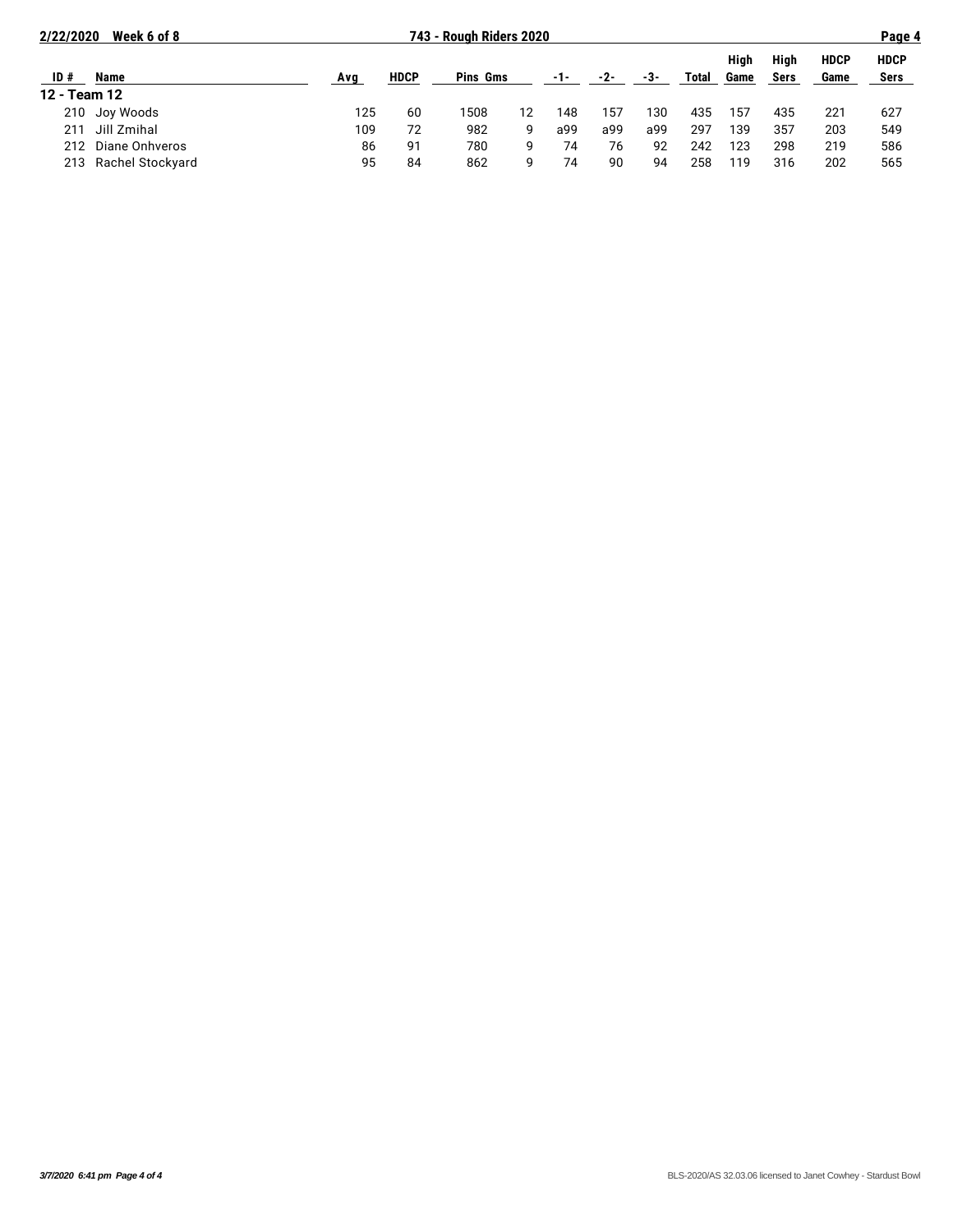| ID # | Name | Avg | HDCP | Pins | Gms | -1- | -2- | -3- | Total | High Game | High Sers | HDCP Game | HDCP Sers |
|---|---|---|---|---|---|---|---|---|---|---|---|---|---|
| **12 - Team 12** | | | | | | | | | | | | | |
| 210 | Joy Woods | 125 | 60 | 1508 | 12 | 148 | 157 | 130 | 435 | 157 | 435 | 221 | 627 |
| 211 | Jill Zmihal | 109 | 72 | 982 | 9 | a99 | a99 | a99 | 297 | 139 | 357 | 203 | 549 |
| 212 | Diane Onhveros | 86 | 91 | 780 | 9 | 74 | 76 | 92 | 242 | 123 | 298 | 219 | 586 |
| 213 | Rachel Stockyard | 95 | 84 | 862 | 9 | 74 | 90 | 94 | 258 | 119 | 316 | 202 | 565 |